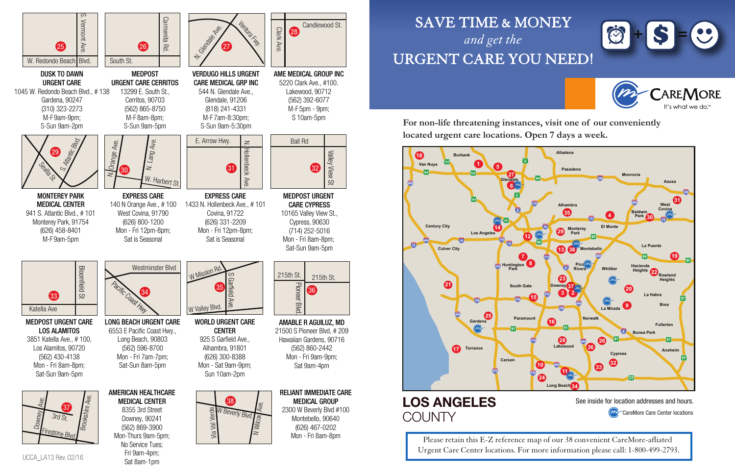# SAVE TIME & MONEY

*and get the*

# URGENT CARE YOU NEED!

CAREMORE
It's what we do.™

**For non-life threatening instances, visit one of our conveniently located urgent care locations. Open 7 days a week.**

## LOS ANGELES COUNTY

See inside for location addresses and hours.

CareMore Care Center locations

Please retain this E-Z reference map of our 38 convenient CareMore-afliated Urgent Care Center locations. For more information please call: 1-800-499-2793.

---

**25 — DUSK TO DAWN URGENT CARE**
1045 W. Redondo Beach Blvd., # 138
Gardena, 90247
(310) 323-2273
M-F 9am-9pm;
S-Sun 9am-2pm

**26 — MEDPOST URGENT CARE CERRITOS**
13299 E. South St.,
Cerritos, 90703
(562) 865-8750
M-F 8am-8pm;
S-Sun 9am-5pm

**27 — VERDUGO HILLS URGENT CARE MEDICAL GRP INC**
544 N. Glendale Ave.,
Glendale, 91206
(818) 241-4331
M-F 7am-8:30pm;
S-Sun 9am-5:30pm

**28 — AME MEDICAL GROUP INC**
5220 Clark Ave., #100.
Lakewood, 90712
(562) 392-6077
M-F 5pm - 9pm;
S 10am-5pm

**29 — MONTEREY PARK MEDICAL CENTER**
941 S. Atlantic Blvd., # 101
Monterey Park, 91754
(626) 458-8401
M-F 9am-5pm

**30 — EXPRESS CARE**
140 N Orange Ave., # 100
West Covina, 91790
(626) 800-1200
Mon - Fri 12pm-8pm;
Sat is Seasonal

**31 — EXPRESS CARE**
1433 N. Hollenbeck Ave., # 101
Covina, 91722
(626) 331-2209
Mon - Fri 12pm-8pm;
Sat is Seasonal

**32 — MEDPOST URGENT CARE CYPRESS**
10165 Valley View St.,
Cypress, 90630
(714) 252-5016
Mon - Fri 8am-8pm;
Sat-Sun 9am-5pm

**33 — MEDPOST URGENT CARE LOS ALAMITOS**
3851 Katella Ave., # 100,
Los Alamitos, 90720
(562) 430-4138
Mon - Fri 8am-8pm;
Sat-Sun 9am-5pm

**34 — LONG BEACH URGENT CARE**
6553 E Pacific Coast Hwy.,
Long Beach, 90803
(562) 596-8700
Mon - Fri 7am-7pm;
Sat-Sun 8am-5pm

**35 — WORLD URGENT CARE CENTER**
925 S Garfield Ave.,
Alhambra, 91801
(626) 300-8388
Mon - Sat 9am-9pm;
Sun 10am-2pm

**36 — AMABLE R AGUILUZ, MD**
21500 S Pioneer Blvd, # 209
Hawaiian Gardens, 90716
(562) 860-2442
Mon - Fri 9am-9pm;
Sat 9am-4pm

**37 — AMERICAN HEALTHCARE MEDICAL CENTER**
8355 3rd Street
Downey, 90241
(562) 869-3900
Mon-Thurs 9am-5pm;
No Service Tues;
Fri 9am-4pm;
Sat 8am-1pm

**38 — RELIANT IMMEDIATE CARE MEDICAL GROUP**
2300 W Beverly Blvd #100
Montebello, 90640
(626) 467-0202
Mon - Fri 8am-8pm

UCCA_LA13 Rev. 02/16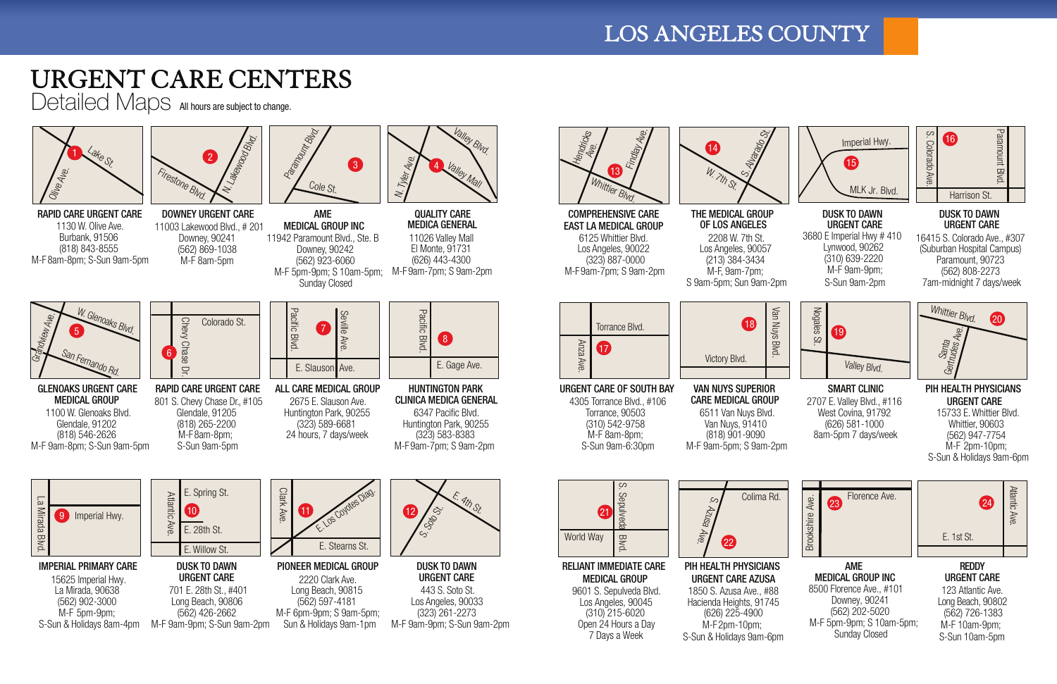# LOS ANGELES COUNTY

# URGENT CARE CENTERS

## Detailed Maps

All hours are subject to change.

**1 — RAPID CARE URGENT CARE**
1130 W. Olive Ave.
Burbank, 91506
(818) 843-8555
M-F 8am-8pm; S-Sun 9am-5pm

Olive Ave. · Lake St.

**2 — DOWNEY URGENT CARE**
11003 Lakewood Blvd., # 201
Downey, 90241
(562) 869-1038
M-F 8am-5pm

Firestone Blvd. · N. Lakewood Blvd.

**3 — AME MEDICAL GROUP INC**
11942 Paramount Blvd., Ste. B
Downey, 90242
(562) 923-6060
M-F 5pm-9pm; S 10am-5pm;
Sunday Closed

Paramount Blvd. · Cole St.

**4 — QUALITY CARE MEDICA GENERAL**
11026 Valley Mall
El Monte, 91731
(626) 443-4300
M-F 9am-7pm; S 9am-2pm

N. Tyler Ave. · Valley Blvd. · Valley Mall

**5 — GLENOAKS URGENT CARE MEDICAL GROUP**
1100 W. Glenoaks Blvd.
Glendale, 91202
(818) 546-2626
M-F 9am-8pm; S-Sun 9am-5pm

Grandview Ave. · W. Glenoaks Blvd. · San Fernando Rd.

**6 — RAPID CARE URGENT CARE**
801 S. Chevy Chase Dr., #105
Glendale, 91205
(818) 265-2200
M-F 8am-8pm;
S-Sun 9am-5pm

Colorado St. · Chevy Chase Dr.

**7 — ALL CARE MEDICAL GROUP**
2675 E. Slauson Ave.
Huntington Park, 90255
(323) 589-6681
24 hours, 7 days/week

Pacific Blvd. · Seville Ave. · E. Slauson Ave.

**8 — HUNTINGTON PARK CLINICA MEDICA GENERAL**
6347 Pacific Blvd.
Huntington Park, 90255
(323) 583-8383
M-F 9am-7pm; S 9am-2pm

Pacific Blvd. · E. Gage Ave.

**9 — IMPERIAL PRIMARY CARE**
15625 Imperial Hwy.
La Mirada, 90638
(562) 902-3000
M-F 5pm-9pm;
S-Sun & Holidays 8am-4pm

La Mirada Blvd. · Imperial Hwy.

**10 — DUSK TO DAWN URGENT CARE**
701 E. 28th St., #401
Long Beach, 90806
(562) 426-2662
M-F 9am-9pm; S-Sun 9am-2pm

Atlantic Ave. · E. Spring St. · E. 28th St. · E. Willow St.

**11 — PIONEER MEDICAL GROUP**
2220 Clark Ave.
Long Beach, 90815
(562) 597-4181
M-F 6pm-9pm; S 9am-5pm;
Sun & Holidays 9am-1pm

Clark Ave. · E. Los Coyotes Diag. · E. Stearns St.

**12 — DUSK TO DAWN URGENT CARE**
443 S. Soto St.
Los Angeles, 90033
(323) 261-2273
M-F 9am-9pm; S-Sun 9am-2pm

S. Soto St. · E. 4th St.

**13 — COMPREHENSIVE CARE EAST LA MEDICAL GROUP**
6125 Whittier Blvd.
Los Angeles, 90022
(323) 887-0000
M-F 9am-7pm; S 9am-2pm

Hendricks Ave. · Findlay Ave. · Whittier Blvd.

**14 — THE MEDICAL GROUP OF LOS ANGELES**
2208 W. 7th St.
Los Angeles, 90057
(213) 384-3434
M-F, 9am-7pm;
S 9am-5pm; Sun 9am-2pm

W. 7th St. · S. Alvarado St.

**15 — DUSK TO DAWN URGENT CARE**
3680 E Imperial Hwy # 410
Lynwood, 90262
(310) 639-2220
M-F 9am-9pm;
S-Sun 9am-2pm

Imperial Hwy. · MLK Jr. Blvd.

**16 — DUSK TO DAWN URGENT CARE**
16415 S. Colorado Ave., #307
(Suburban Hospital Campus)
Paramount, 90723
(562) 808-2273
7am-midnight 7 days/week

S. Colorado Ave. · Paramount Blvd. · Harrison St.

**17 — URGENT CARE OF SOUTH BAY**
4305 Torrance Blvd., #106
Torrance, 90503
(310) 542-9758
M-F 8am-8pm;
S-Sun 9am-6:30pm

Torrance Blvd. · Anza Ave.

**18 — VAN NUYS SUPERIOR CARE MEDICAL GROUP**
6511 Van Nuys Blvd.
Van Nuys, 91410
(818) 901-9090
M-F 9am-5pm; S 9am-2pm

Victory Blvd. · Van Nuys Blvd.

**19 — SMART CLINIC**
2707 E. Valley Blvd., #116
West Covina, 91792
(626) 581-1000
8am-5pm 7 days/week

Nogales St. · Valley Blvd.

**20 — PIH HEALTH PHYSICIANS URGENT CARE**
15733 E. Whittier Blvd.
Whittier, 90603
(562) 947-7754
M-F 2pm-10pm;
S-Sun & Holidays 9am-6pm

Whittier Blvd. · Santa Gertrudes Ave.

**21 — RELIANT IMMEDIATE CARE MEDICAL GROUP**
9601 S. Sepulveda Blvd.
Los Angeles, 90045
(310) 215-6020
Open 24 Hours a Day
7 Days a Week

S. Sepulveda Blvd. · World Way

**22 — PIH HEALTH PHYSICIANS URGENT CARE AZUSA**
1850 S. Azusa Ave., #88
Hacienda Heights, 91745
(626) 225-4900
M-F 2pm-10pm;
S-Sun & Holidays 9am-6pm

S. Azusa Ave. · Colima Rd.

**23 — AME MEDICAL GROUP INC**
8500 Florence Ave., #101
Downey, 90241
(562) 202-5020
M-F 5pm-9pm; S 10am-5pm;
Sunday Closed

Brookshire Ave. · Florence Ave.

**24 — REDDY URGENT CARE**
123 Atlantic Ave.
Long Beach, 90802
(562) 726-1383
M-F 10am-9pm;
S-Sun 10am-5pm

E. 1st St. · Atlantic Ave.